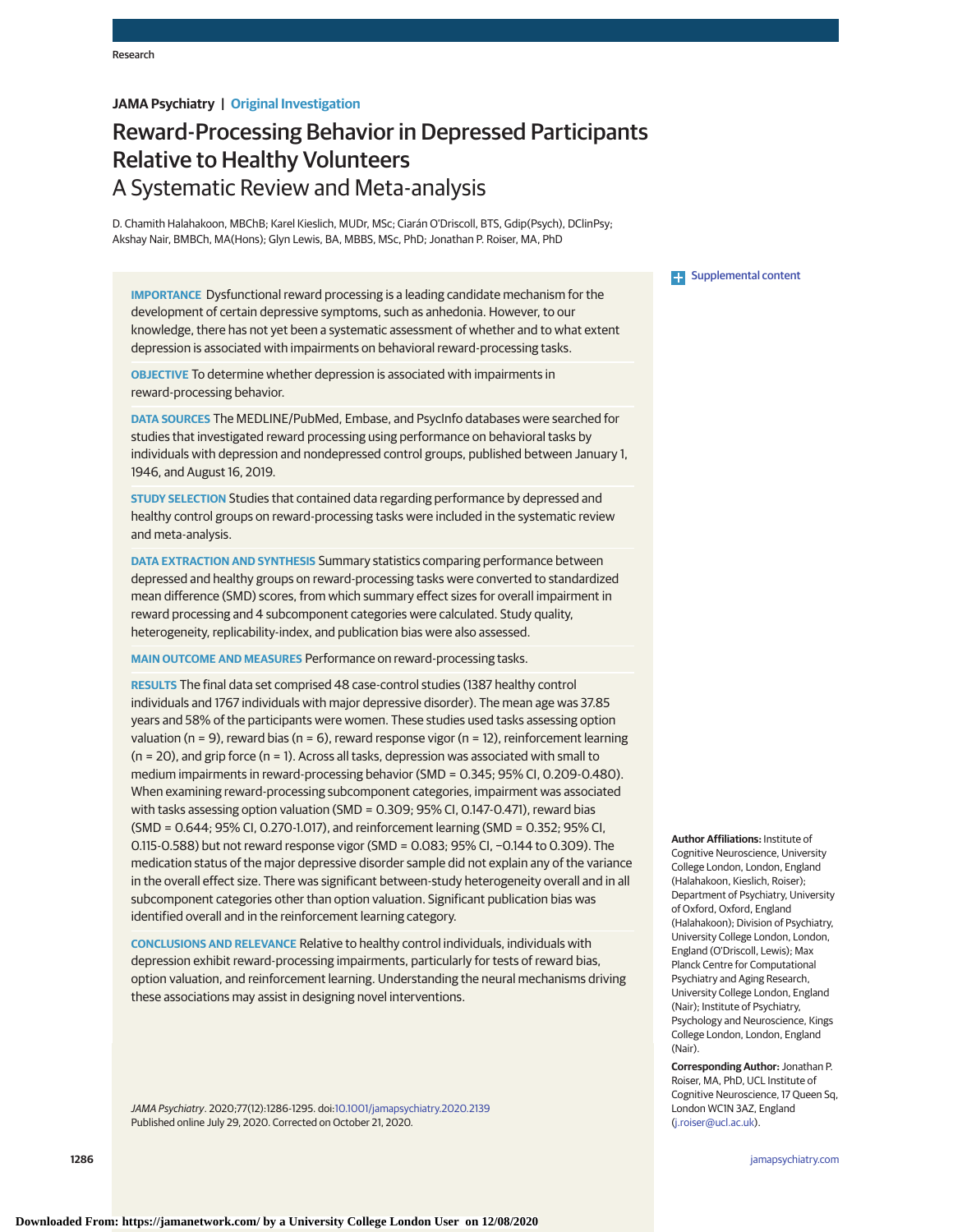JAMA Psychiatry | Original Investigation

# Reward-Processing Behavior in Depressed Participants Relative to Healthy Volunteers

## A Systematic Review and Meta-analysis

D. Chamith Halahakoon, MBChB; Karel Kieslich, MUDr, MSc; Ciarán O'Driscoll, BTS, Gdip(Psych), DClinPsy; Akshay Nair, BMBCh, MA(Hons); Glyn Lewis, BA, MBBS, MSc, PhD; Jonathan P. Roiser, MA, PhD

Supplemental content

**IMPORTANCE** Dysfunctional reward processing is a leading candidate mechanism for the development of certain depressive symptoms, such as anhedonia. However, to our knowledge, there has not yet been a systematic assessment of whether and to what extent depression is associated with impairments on behavioral reward-processing tasks.

**OBJECTIVE** To determine whether depression is associated with impairments in reward-processing behavior.

**DATA SOURCES** The MEDLINE/PubMed, Embase, and PsycInfo databases were searched for studies that investigated reward processing using performance on behavioral tasks by individuals with depression and nondepressed control groups, published between January 1, 1946, and August 16, 2019.

**STUDY SELECTION** Studies that contained data regarding performance by depressed and healthy control groups on reward-processing tasks were included in the systematic review and meta-analysis.

**DATA EXTRACTION AND SYNTHESIS** Summary statistics comparing performance between depressed and healthy groups on reward-processing tasks were converted to standardized mean difference (SMD) scores, from which summary effect sizes for overall impairment in reward processing and 4 subcomponent categories were calculated. Study quality, heterogeneity, replicability-index, and publication bias were also assessed.

**MAIN OUTCOME AND MEASURES** Performance on reward-processing tasks.

**RESULTS** The final data set comprised 48 case-control studies (1387 healthy control individuals and 1767 individuals with major depressive disorder). The mean age was 37.85 years and 58% of the participants were women. These studies used tasks assessing option valuation (n = 9), reward bias (n = 6), reward response vigor (n = 12), reinforcement learning (n = 20), and grip force (n = 1). Across all tasks, depression was associated with small to medium impairments in reward-processing behavior (SMD = 0.345; 95% CI, 0.209-0.480). When examining reward-processing subcomponent categories, impairment was associated with tasks assessing option valuation (SMD = 0.309; 95% CI, 0.147-0.471), reward bias (SMD = 0.644; 95% CI, 0.270-1.017), and reinforcement learning (SMD = 0.352; 95% CI, 0.115-0.588) but not reward response vigor (SMD = 0.083; 95% CI, −0.144 to 0.309). The medication status of the major depressive disorder sample did not explain any of the variance in the overall effect size. There was significant between-study heterogeneity overall and in all subcomponent categories other than option valuation. Significant publication bias was identified overall and in the reinforcement learning category.

**CONCLUSIONS AND RELEVANCE** Relative to healthy control individuals, individuals with depression exhibit reward-processing impairments, particularly for tests of reward bias, option valuation, and reinforcement learning. Understanding the neural mechanisms driving these associations may assist in designing novel interventions.

*JAMA Psychiatry*. 2020;77(12):1286-1295. doi:10.1001/jamapsychiatry.2020.2139
Published online July 29, 2020. Corrected on October 21, 2020.

**Author Affiliations:** Institute of Cognitive Neuroscience, University College London, London, England (Halahakoon, Kieslich, Roiser); Department of Psychiatry, University of Oxford, Oxford, England (Halahakoon); Division of Psychiatry, University College London, London, England (O'Driscoll, Lewis); Max Planck Centre for Computational Psychiatry and Aging Research, University College London, England (Nair); Institute of Psychiatry, Psychology and Neuroscience, Kings College London, London, England (Nair).

**Corresponding Author:** Jonathan P. Roiser, MA, PhD, UCL Institute of Cognitive Neuroscience, 17 Queen Sq, London WC1N 3AZ, England (j.roiser@ucl.ac.uk).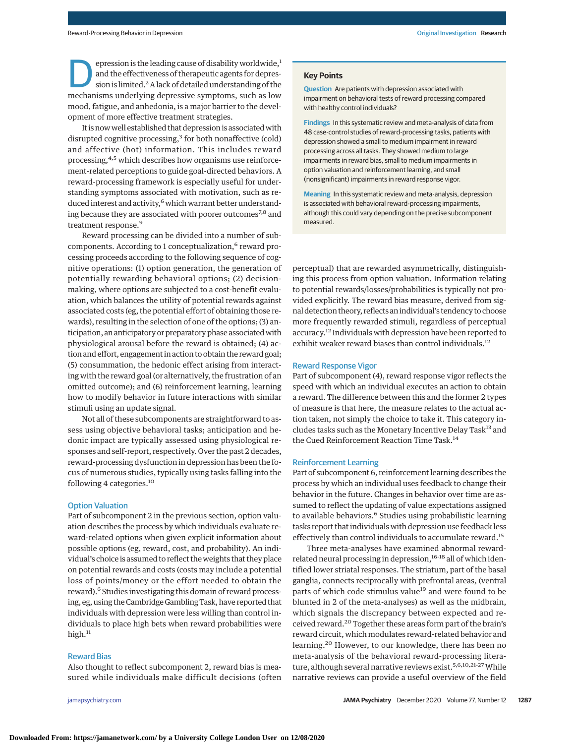Depression is the leading cause of disability worldwide,[1] and the effectiveness of therapeutic agents for depression is limited.[2] A lack of detailed understanding of the mechanisms underlying depressive symptoms, such as low mood, fatigue, and anhedonia, is a major barrier to the development of more effective treatment strategies.

It is now well established that depression is associated with disrupted cognitive processing,[3] for both nonaffective (cold) and affective (hot) information. This includes reward processing,[4,5] which describes how organisms use reinforcement-related perceptions to guide goal-directed behaviors. A reward-processing framework is especially useful for understanding symptoms associated with motivation, such as reduced interest and activity,[6] which warrant better understanding because they are associated with poorer outcomes[7,8] and treatment response.[9]

Reward processing can be divided into a number of subcomponents. According to 1 conceptualization,[6] reward processing proceeds according to the following sequence of cognitive operations: (1) option generation, the generation of potentially rewarding behavioral options; (2) decision-making, where options are subjected to a cost-benefit evaluation, which balances the utility of potential rewards against associated costs (eg, the potential effort of obtaining those rewards), resulting in the selection of one of the options; (3) anticipation, an anticipatory or preparatory phase associated with physiological arousal before the reward is obtained; (4) action and effort, engagement in action to obtain the reward goal; (5) consummation, the hedonic effect arising from interacting with the reward goal (or alternatively, the frustration of an omitted outcome); and (6) reinforcement learning, learning how to modify behavior in future interactions with similar stimuli using an update signal.

Not all of these subcomponents are straightforward to assess using objective behavioral tasks; anticipation and hedonic impact are typically assessed using physiological responses and self-report, respectively. Over the past 2 decades, reward-processing dysfunction in depression has been the focus of numerous studies, typically using tasks falling into the following 4 categories.[10]

> **Key Points**
>
> **Question** Are patients with depression associated with impairment on behavioral tests of reward processing compared with healthy control individuals?
>
> **Findings** In this systematic review and meta-analysis of data from 48 case-control studies of reward-processing tasks, patients with depression showed a small to medium impairment in reward processing across all tasks. They showed medium to large impairments in reward bias, small to medium impairments in option valuation and reinforcement learning, and small (nonsignificant) impairments in reward response vigor.
>
> **Meaning** In this systematic review and meta-analysis, depression is associated with behavioral reward-processing impairments, although this could vary depending on the precise subcomponent measured.

## Option Valuation

Part of subcomponent 2 in the previous section, option valuation describes the process by which individuals evaluate reward-related options when given explicit information about possible options (eg, reward, cost, and probability). An individual's choice is assumed to reflect the weights that they place on potential rewards and costs (costs may include a potential loss of points/money or the effort needed to obtain the reward).[6] Studies investigating this domain of reward processing, eg, using the Cambridge Gambling Task, have reported that individuals with depression were less willing than control individuals to place high bets when reward probabilities were high.[11]

## Reward Bias

Also thought to reflect subcomponent 2, reward bias is measured while individuals make difficult decisions (often perceptual) that are rewarded asymmetrically, distinguishing this process from option valuation. Information relating to potential rewards/losses/probabilities is typically not provided explicitly. The reward bias measure, derived from signal detection theory, reflects an individual's tendency to choose more frequently rewarded stimuli, regardless of perceptual accuracy.[12] Individuals with depression have been reported to exhibit weaker reward biases than control individuals.[12]

## Reward Response Vigor

Part of subcomponent (4), reward response vigor reflects the speed with which an individual executes an action to obtain a reward. The difference between this and the former 2 types of measure is that here, the measure relates to the actual action taken, not simply the choice to take it. This category includes tasks such as the Monetary Incentive Delay Task[13] and the Cued Reinforcement Reaction Time Task.[14]

## Reinforcement Learning

Part of subcomponent 6, reinforcement learning describes the process by which an individual uses feedback to change their behavior in the future. Changes in behavior over time are assumed to reflect the updating of value expectations assigned to available behaviors.[6] Studies using probabilistic learning tasks report that individuals with depression use feedback less effectively than control individuals to accumulate reward.[15]

Three meta-analyses have examined abnormal reward-related neural processing in depression,[16-18] all of which identified lower striatal responses. The striatum, part of the basal ganglia, connects reciprocally with prefrontal areas, (ventral parts of which code stimulus value[19] and were found to be blunted in 2 of the meta-analyses) as well as the midbrain, which signals the discrepancy between expected and received reward.[20] Together these areas form part of the brain's reward circuit, which modulates reward-related behavior and learning.[20] However, to our knowledge, there has been no meta-analysis of the behavioral reward-processing literature, although several narrative reviews exist.[5,6,10,21-27] While narrative reviews can provide a useful overview of the field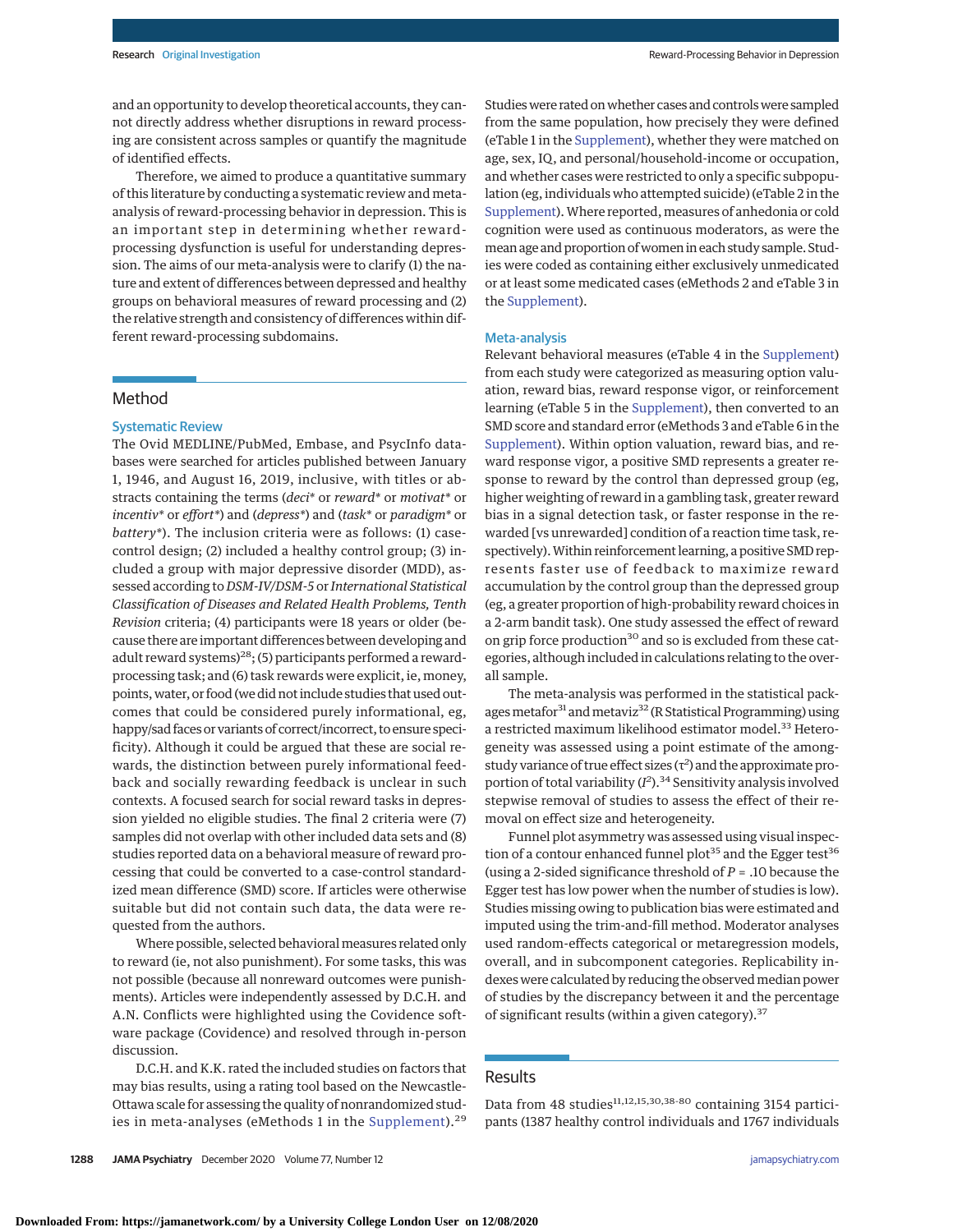and an opportunity to develop theoretical accounts, they cannot directly address whether disruptions in reward processing are consistent across samples or quantify the magnitude of identified effects.

Therefore, we aimed to produce a quantitative summary of this literature by conducting a systematic review and meta-analysis of reward-processing behavior in depression. This is an important step in determining whether reward-processing dysfunction is useful for understanding depression. The aims of our meta-analysis were to clarify (1) the nature and extent of differences between depressed and healthy groups on behavioral measures of reward processing and (2) the relative strength and consistency of differences within different reward-processing subdomains.

## Method

### Systematic Review

The Ovid MEDLINE/PubMed, Embase, and PsycInfo databases were searched for articles published between January 1, 1946, and August 16, 2019, inclusive, with titles or abstracts containing the terms (*deci** or *reward** or *motivat** or *incentiv** or *effort**) and (*depress**) and (*task** or *paradigm** or *battery**). The inclusion criteria were as follows: (1) case-control design; (2) included a healthy control group; (3) included a group with major depressive disorder (MDD), assessed according to *DSM-IV/DSM-5* or *International Statistical Classification of Diseases and Related Health Problems, Tenth Revision* criteria; (4) participants were 18 years or older (because there are important differences between developing and adult reward systems)[28]; (5) participants performed a reward-processing task; and (6) task rewards were explicit, ie, money, points, water, or food (we did not include studies that used outcomes that could be considered purely informational, eg, happy/sad faces or variants of correct/incorrect, to ensure specificity). Although it could be argued that these are social rewards, the distinction between purely informational feedback and socially rewarding feedback is unclear in such contexts. A focused search for social reward tasks in depression yielded no eligible studies. The final 2 criteria were (7) samples did not overlap with other included data sets and (8) studies reported data on a behavioral measure of reward processing that could be converted to a case-control standardized mean difference (SMD) score. If articles were otherwise suitable but did not contain such data, the data were requested from the authors.

Where possible, selected behavioral measures related only to reward (ie, not also punishment). For some tasks, this was not possible (because all nonreward outcomes were punishments). Articles were independently assessed by D.C.H. and A.N. Conflicts were highlighted using the Covidence software package (Covidence) and resolved through in-person discussion.

D.C.H. and K.K. rated the included studies on factors that may bias results, using a rating tool based on the Newcastle-Ottawa scale for assessing the quality of nonrandomized studies in meta-analyses (eMethods 1 in the Supplement).[29] Studies were rated on whether cases and controls were sampled from the same population, how precisely they were defined (eTable 1 in the Supplement), whether they were matched on age, sex, IQ, and personal/household-income or occupation, and whether cases were restricted to only a specific subpopulation (eg, individuals who attempted suicide) (eTable 2 in the Supplement). Where reported, measures of anhedonia or cold cognition were used as continuous moderators, as were the mean age and proportion of women in each study sample. Studies were coded as containing either exclusively unmedicated or at least some medicated cases (eMethods 2 and eTable 3 in the Supplement).

### Meta-analysis

Relevant behavioral measures (eTable 4 in the Supplement) from each study were categorized as measuring option valuation, reward bias, reward response vigor, or reinforcement learning (eTable 5 in the Supplement), then converted to an SMD score and standard error (eMethods 3 and eTable 6 in the Supplement). Within option valuation, reward bias, and reward response vigor, a positive SMD represents a greater response to reward by the control than depressed group (eg, higher weighting of reward in a gambling task, greater reward bias in a signal detection task, or faster response in the rewarded [vs unrewarded] condition of a reaction time task, respectively). Within reinforcement learning, a positive SMD represents faster use of feedback to maximize reward accumulation by the control group than the depressed group (eg, a greater proportion of high-probability reward choices in a 2-arm bandit task). One study assessed the effect of reward on grip force production[30] and so is excluded from these categories, although included in calculations relating to the overall sample.

The meta-analysis was performed in the statistical packages metafor[31] and metaviz[32] (R Statistical Programming) using a restricted maximum likelihood estimator model.[33] Heterogeneity was assessed using a point estimate of the among-study variance of true effect sizes ($\tau^2$) and the approximate proportion of total variability ($I^2$).[34] Sensitivity analysis involved stepwise removal of studies to assess the effect of their removal on effect size and heterogeneity.

Funnel plot asymmetry was assessed using visual inspection of a contour enhanced funnel plot[35] and the Egger test[36] (using a 2-sided significance threshold of $P = .10$ because the Egger test has low power when the number of studies is low). Studies missing owing to publication bias were estimated and imputed using the trim-and-fill method. Moderator analyses used random-effects categorical or metaregression models, overall, and in subcomponent categories. Replicability indexes were calculated by reducing the observed median power of studies by the discrepancy between it and the percentage of significant results (within a given category).[37]

## Results

Data from 48 studies[11,12,15,30,38-80] containing 3154 participants (1387 healthy control individuals and 1767 individuals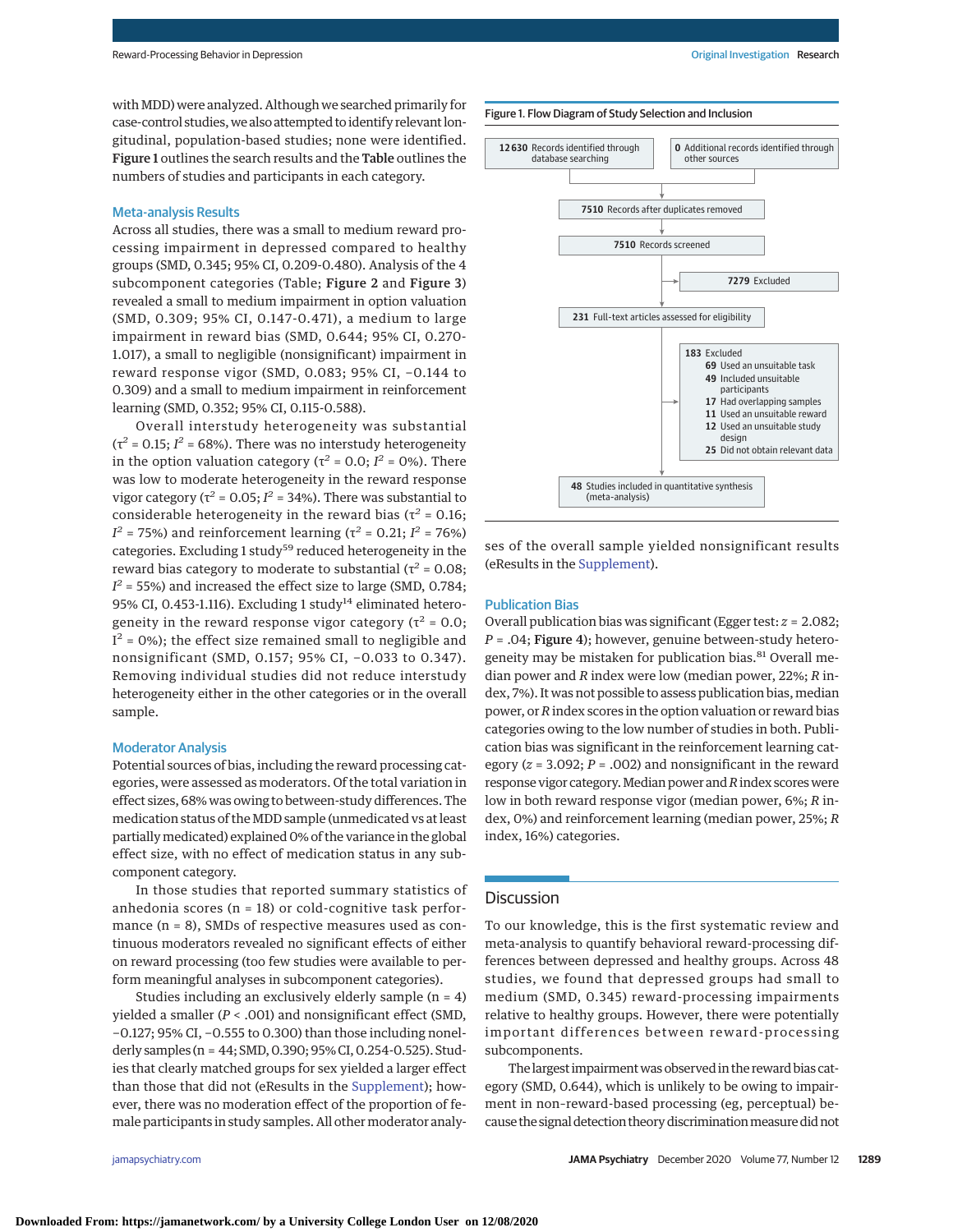with MDD) were analyzed. Although we searched primarily for case-control studies, we also attempted to identify relevant longitudinal, population-based studies; none were identified. **Figure 1** outlines the search results and the **Table** outlines the numbers of studies and participants in each category.

### Meta-analysis Results

Across all studies, there was a small to medium reward processing impairment in depressed compared to healthy groups (SMD, 0.345; 95% CI, 0.209-0.480). Analysis of the 4 subcomponent categories (Table; **Figure 2** and **Figure 3**) revealed a small to medium impairment in option valuation (SMD, 0.309; 95% CI, 0.147-0.471), a medium to large impairment in reward bias (SMD, 0.644; 95% CI, 0.270-1.017), a small to negligible (nonsignificant) impairment in reward response vigor (SMD, 0.083; 95% CI, −0.144 to 0.309) and a small to medium impairment in reinforcement learning (SMD, 0.352; 95% CI, 0.115-0.588).

Overall interstudy heterogeneity was substantial ($\tau^2$ = 0.15; $I^2$ = 68%). There was no interstudy heterogeneity in the option valuation category ($\tau^2$ = 0.0; $I^2$ = 0%). There was low to moderate heterogeneity in the reward response vigor category ($\tau^2$ = 0.05; $I^2$ = 34%). There was substantial to considerable heterogeneity in the reward bias ($\tau^2$ = 0.16; $I^2$ = 75%) and reinforcement learning ($\tau^2$ = 0.21; $I^2$ = 76%) categories. Excluding 1 study[59] reduced heterogeneity in the reward bias category to moderate to substantial ($\tau^2$ = 0.08; $I^2$ = 55%) and increased the effect size to large (SMD, 0.784; 95% CI, 0.453-1.116). Excluding 1 study[14] eliminated heterogeneity in the reward response vigor category ($\tau^2$ = 0.0; $I^2$ = 0%); the effect size remained small to negligible and nonsignificant (SMD, 0.157; 95% CI, −0.033 to 0.347). Removing individual studies did not reduce interstudy heterogeneity either in the other categories or in the overall sample.

### Moderator Analysis

Potential sources of bias, including the reward processing categories, were assessed as moderators. Of the total variation in effect sizes, 68% was owing to between-study differences. The medication status of the MDD sample (unmedicated vs at least partially medicated) explained 0% of the variance in the global effect size, with no effect of medication status in any subcomponent category.

In those studies that reported summary statistics of anhedonia scores (n = 18) or cold-cognitive task performance (n = 8), SMDs of respective measures used as continuous moderators revealed no significant effects of either on reward processing (too few studies were available to perform meaningful analyses in subcomponent categories).

Studies including an exclusively elderly sample (n = 4) yielded a smaller ($P$ < .001) and nonsignificant effect (SMD, −0.127; 95% CI, −0.555 to 0.300) than those including nonelderly samples (n = 44; SMD, 0.390; 95% CI, 0.254-0.525). Studies that clearly matched groups for sex yielded a larger effect than those that did not (eResults in the Supplement); however, there was no moderation effect of the proportion of female participants in study samples. All other moderator analyses of the overall sample yielded nonsignificant results (eResults in the Supplement).

Figure 1. Flow Diagram of Study Selection and Inclusion

- **12 630** Records identified through database searching
- **0** Additional records identified through other sources
- **7510** Records after duplicates removed
- **7510** Records screened
- **7279** Excluded
- **231** Full-text articles assessed for eligibility
- **183** Excluded
  - **69** Used an unsuitable task
  - **49** Included unsuitable participants
  - **17** Had overlapping samples
  - **11** Used an unsuitable reward
  - **12** Used an unsuitable study design
  - **25** Did not obtain relevant data
- **48** Studies included in quantitative synthesis (meta-analysis)

### Publication Bias

Overall publication bias was significant (Egger test: $z$ = 2.082; $P$ = .04; **Figure 4**); however, genuine between-study heterogeneity may be mistaken for publication bias.[81] Overall median power and $R$ index were low (median power, 22%; $R$ index, 7%). It was not possible to assess publication bias, median power, or $R$ index scores in the option valuation or reward bias categories owing to the low number of studies in both. Publication bias was significant in the reinforcement learning category ($z$ = 3.092; $P$ = .002) and nonsignificant in the reward response vigor category. Median power and $R$ index scores were low in both reward response vigor (median power, 6%; $R$ index, 0%) and reinforcement learning (median power, 25%; $R$ index, 16%) categories.

## Discussion

To our knowledge, this is the first systematic review and meta-analysis to quantify behavioral reward-processing differences between depressed and healthy groups. Across 48 studies, we found that depressed groups had small to medium (SMD, 0.345) reward-processing impairments relative to healthy groups. However, there were potentially important differences between reward-processing subcomponents.

The largest impairment was observed in the reward bias category (SMD, 0.644), which is unlikely to be owing to impairment in non-reward-based processing (eg, perceptual) because the signal detection theory discrimination measure did not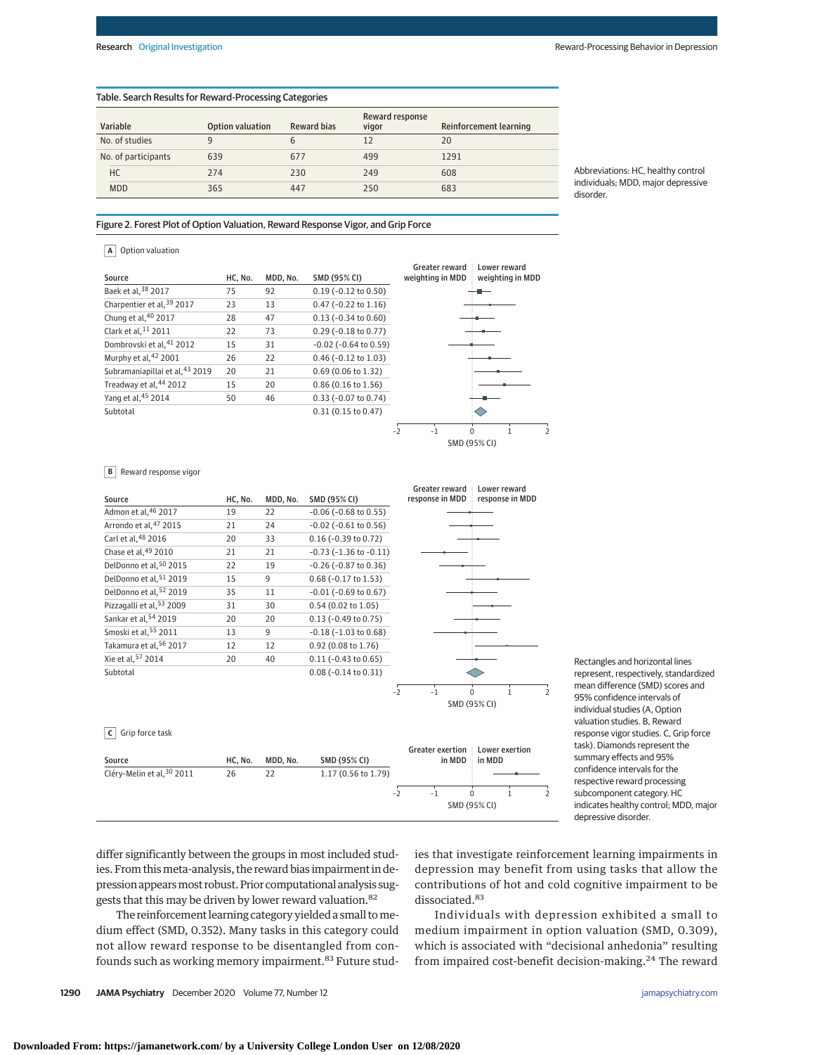Table. Search Results for Reward-Processing Categories

| Variable | Option valuation | Reward bias | Reward response vigor | Reinforcement learning |
|---|---|---|---|---|
| No. of studies | 9 | 6 | 12 | 20 |
| No. of participants | 639 | 677 | 499 | 1291 |
| HC | 274 | 230 | 249 | 608 |
| MDD | 365 | 447 | 250 | 683 |

Abbreviations: HC, healthy control individuals; MDD, major depressive disorder.

Figure 2. Forest Plot of Option Valuation, Reward Response Vigor, and Grip Force

A Option valuation

| Source | HC, No. | MDD, No. | SMD (95% CI) |
|---|---|---|---|
| Baek et al,[38] 2017 | 75 | 92 | 0.19 (−0.12 to 0.50) |
| Charpentier et al,[39] 2017 | 23 | 13 | 0.47 (−0.22 to 1.16) |
| Chung et al,[40] 2017 | 28 | 47 | 0.13 (−0.34 to 0.60) |
| Clark et al,[11] 2011 | 22 | 73 | 0.29 (−0.18 to 0.77) |
| Dombrovski et al,[41] 2012 | 15 | 31 | −0.02 (−0.64 to 0.59) |
| Murphy et al,[42] 2001 | 26 | 22 | 0.46 (−0.12 to 1.03) |
| Subramaniapillai et al,[43] 2019 | 20 | 21 | 0.69 (0.06 to 1.32) |
| Treadway et al,[44] 2012 | 15 | 20 | 0.86 (0.16 to 1.56) |
| Yang et al,[45] 2014 | 50 | 46 | 0.33 (−0.07 to 0.74) |
| Subtotal | | | 0.31 (0.15 to 0.47) |

Greater reward weighting in MDD | Lower reward weighting in MDD; SMD (95% CI), axis −2 to 2

B Reward response vigor

| Source | HC, No. | MDD, No. | SMD (95% CI) |
|---|---|---|---|
| Admon et al,[46] 2017 | 19 | 22 | −0.06 (−0.68 to 0.55) |
| Arrondo et al,[47] 2015 | 21 | 24 | −0.02 (−0.61 to 0.56) |
| Carl et al,[48] 2016 | 20 | 33 | 0.16 (−0.39 to 0.72) |
| Chase et al,[49] 2010 | 21 | 21 | −0.73 (−1.36 to −0.11) |
| DelDonno et al,[50] 2015 | 22 | 19 | −0.26 (−0.87 to 0.36) |
| DelDonno et al,[51] 2019 | 15 | 9 | 0.68 (−0.17 to 1.53) |
| DelDonno et al,[52] 2019 | 35 | 11 | −0.01 (−0.69 to 0.67) |
| Pizzagalli et al,[53] 2009 | 31 | 30 | 0.54 (0.02 to 1.05) |
| Sankar et al,[54] 2019 | 20 | 20 | 0.13 (−0.49 to 0.75) |
| Smoski et al,[55] 2011 | 13 | 9 | −0.18 (−1.03 to 0.68) |
| Takamura et al,[56] 2017 | 12 | 12 | 0.92 (0.08 to 1.76) |
| Xie et al,[57] 2014 | 20 | 40 | 0.11 (−0.43 to 0.65) |
| Subtotal | | | 0.08 (−0.14 to 0.31) |

Greater reward response in MDD | Lower reward response in MDD; SMD (95% CI), axis −2 to 2

C Grip force task

| Source | HC, No. | MDD, No. | SMD (95% CI) |
|---|---|---|---|
| Cléry-Melin et al,[30] 2011 | 26 | 22 | 1.17 (0.56 to 1.79) |

Greater exertion in MDD | Lower exertion in MDD; SMD (95% CI), axis −2 to 2

Rectangles and horizontal lines represent, respectively, standardized mean difference (SMD) scores and 95% confidence intervals of individual studies (A, Option valuation studies. B, Reward response vigor studies. C, Grip force task). Diamonds represent the summary effects and 95% confidence intervals for the respective reward processing subcomponent category. HC indicates healthy control; MDD, major depressive disorder.

differ significantly between the groups in most included studies. From this meta-analysis, the reward bias impairment in depression appears most robust. Prior computational analysis suggests that this may be driven by lower reward valuation.[82]

The reinforcement learning category yielded a small to medium effect (SMD, 0.352). Many tasks in this category could not allow reward response to be disentangled from confounds such as working memory impairment.[83] Future studies that investigate reinforcement learning impairments in depression may benefit from using tasks that allow the contributions of hot and cold cognitive impairment to be dissociated.[83]

Individuals with depression exhibited a small to medium impairment in option valuation (SMD, 0.309), which is associated with "decisional anhedonia" resulting from impaired cost-benefit decision-making.[24] The reward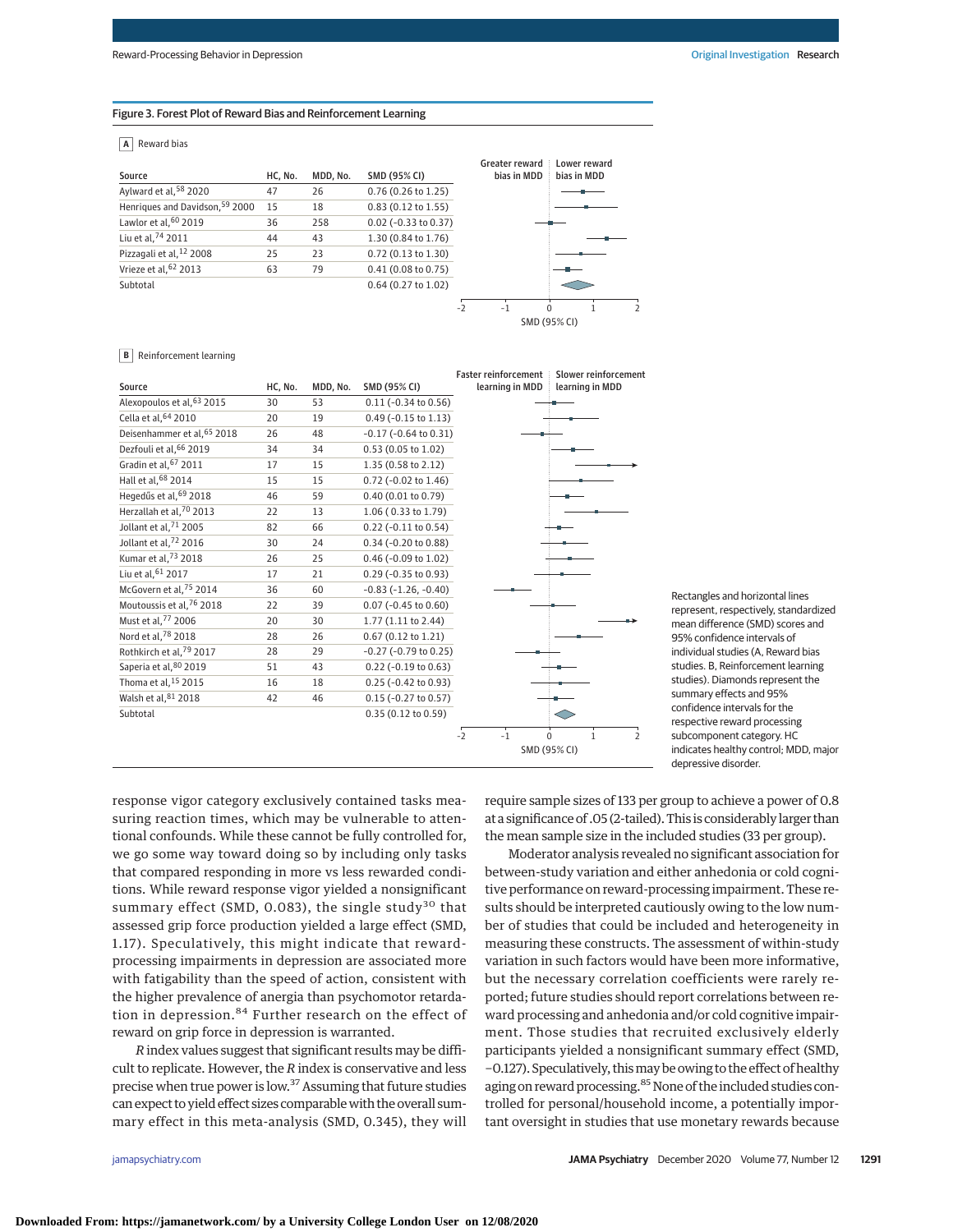Figure 3. Forest Plot of Reward Bias and Reinforcement Learning

**A** Reward bias

| Source | HC, No. | MDD, No. | SMD (95% CI) |
|---|---|---|---|
| Aylward et al,[58] 2020 | 47 | 26 | 0.76 (0.26 to 1.25) |
| Henriques and Davidson,[59] 2000 | 15 | 18 | 0.83 (0.12 to 1.55) |
| Lawlor et al,[60] 2019 | 36 | 258 | 0.02 (−0.33 to 0.37) |
| Liu et al,[74] 2011 | 44 | 43 | 1.30 (0.84 to 1.76) |
| Pizzagali et al,[12] 2008 | 25 | 23 | 0.72 (0.13 to 1.30) |
| Vrieze et al,[62] 2013 | 63 | 79 | 0.41 (0.08 to 0.75) |
| Subtotal | | | 0.64 (0.27 to 1.02) |

Greater reward bias in MDD | Lower reward bias in MDD

SMD (95% CI)

**B** Reinforcement learning

| Source | HC, No. | MDD, No. | SMD (95% CI) |
|---|---|---|---|
| Alexopoulos et al,[63] 2015 | 30 | 53 | 0.11 (−0.34 to 0.56) |
| Cella et al,[64] 2010 | 20 | 19 | 0.49 (−0.15 to 1.13) |
| Deisenhammer et al,[65] 2018 | 26 | 48 | −0.17 (−0.64 to 0.31) |
| Dezfouli et al,[66] 2019 | 34 | 34 | 0.53 (0.05 to 1.02) |
| Gradin et al,[67] 2011 | 17 | 15 | 1.35 (0.58 to 2.12) |
| Hall et al,[68] 2014 | 15 | 15 | 0.72 (−0.02 to 1.46) |
| Hegedűs et al,[69] 2018 | 46 | 59 | 0.40 (0.01 to 0.79) |
| Herzallah et al,[70] 2013 | 22 | 13 | 1.06 ( 0.33 to 1.79) |
| Jollant et al,[71] 2005 | 82 | 66 | 0.22 (−0.11 to 0.54) |
| Jollant et al,[72] 2016 | 30 | 24 | 0.34 (−0.20 to 0.88) |
| Kumar et al,[73] 2018 | 26 | 25 | 0.46 (−0.09 to 1.02) |
| Liu et al,[61] 2017 | 17 | 21 | 0.29 (−0.35 to 0.93) |
| McGovern et al,[75] 2014 | 36 | 60 | −0.83 (−1.26, −0.40) |
| Moutoussis et al,[76] 2018 | 22 | 39 | 0.07 (−0.45 to 0.60) |
| Must et al,[77] 2006 | 20 | 30 | 1.77 (1.11 to 2.44) |
| Nord et al,[78] 2018 | 28 | 26 | 0.67 (0.12 to 1.21) |
| Rothkirch et al,[79] 2017 | 28 | 29 | −0.27 (−0.79 to 0.25) |
| Saperia et al,[80] 2019 | 51 | 43 | 0.22 (−0.19 to 0.63) |
| Thoma et al,[15] 2015 | 16 | 18 | 0.25 (−0.42 to 0.93) |
| Walsh et al,[81] 2018 | 42 | 46 | 0.15 (−0.27 to 0.57) |
| Subtotal | | | 0.35 (0.12 to 0.59) |

Faster reinforcement learning in MDD | Slower reinforcement learning in MDD

SMD (95% CI)

Rectangles and horizontal lines represent, respectively, standardized mean difference (SMD) scores and 95% confidence intervals of individual studies (A, Reward bias studies. B, Reinforcement learning studies). Diamonds represent the summary effects and 95% confidence intervals for the respective reward processing subcomponent category. HC indicates healthy control; MDD, major depressive disorder.

response vigor category exclusively contained tasks measuring reaction times, which may be vulnerable to attentional confounds. While these cannot be fully controlled for, we go some way toward doing so by including only tasks that compared responding in more vs less rewarded conditions. While reward response vigor yielded a nonsignificant summary effect (SMD, 0.083), the single study[30] that assessed grip force production yielded a large effect (SMD, 1.17). Speculatively, this might indicate that reward-processing impairments in depression are associated more with fatigability than the speed of action, consistent with the higher prevalence of anergia than psychomotor retardation in depression.[84] Further research on the effect of reward on grip force in depression is warranted.

*R* index values suggest that significant results may be difficult to replicate. However, the *R* index is conservative and less precise when true power is low.[37] Assuming that future studies can expect to yield effect sizes comparable with the overall summary effect in this meta-analysis (SMD, 0.345), they will require sample sizes of 133 per group to achieve a power of 0.8 at a significance of .05 (2-tailed). This is considerably larger than the mean sample size in the included studies (33 per group).

Moderator analysis revealed no significant association for between-study variation and either anhedonia or cold cognitive performance on reward-processing impairment. These results should be interpreted cautiously owing to the low number of studies that could be included and heterogeneity in measuring these constructs. The assessment of within-study variation in such factors would have been more informative, but the necessary correlation coefficients were rarely reported; future studies should report correlations between reward processing and anhedonia and/or cold cognitive impairment. Those studies that recruited exclusively elderly participants yielded a nonsignificant summary effect (SMD, −0.127). Speculatively, this may be owing to the effect of healthy aging on reward processing.[85] None of the included studies controlled for personal/household income, a potentially important oversight in studies that use monetary rewards because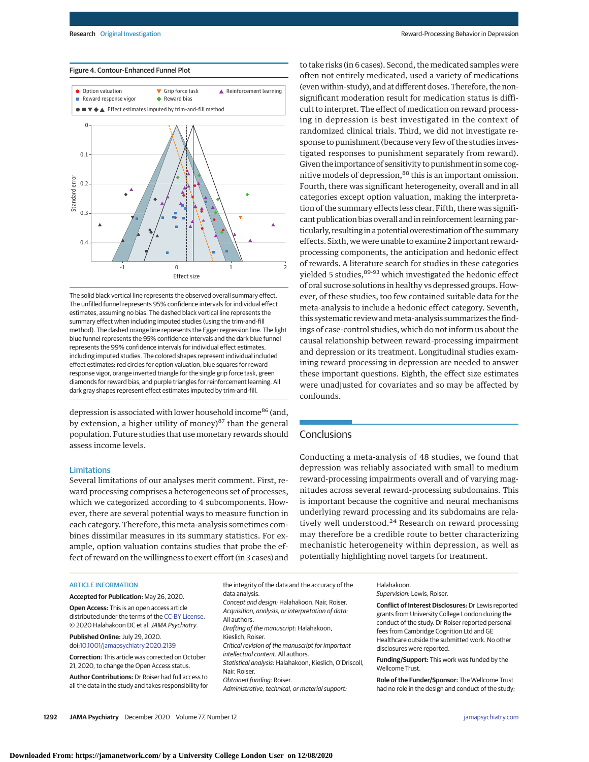Figure 4. Contour-Enhanced Funnel Plot

The solid black vertical line represents the observed overall summary effect. The unfilled funnel represents 95% confidence intervals for individual effect estimates, assuming no bias. The dashed black vertical line represents the summary effect when including imputed studies (using the trim-and-fill method). The dashed orange line represents the Egger regression line. The light blue funnel represents the 95% confidence intervals and the dark blue funnel represents the 99% confidence intervals for individual effect estimates, including imputed studies. The colored shapes represent individual included effect estimates: red circles for option valuation, blue squares for reward response vigor, orange inverted triangle for the single grip force task, green diamonds for reward bias, and purple triangles for reinforcement learning. All dark gray shapes represent effect estimates imputed by trim-and-fill.

depression is associated with lower household income[86] (and, by extension, a higher utility of money)[87] than the general population. Future studies that use monetary rewards should assess income levels.

## Limitations

Several limitations of our analyses merit comment. First, reward processing comprises a heterogeneous set of processes, which we categorized according to 4 subcomponents. However, there are several potential ways to measure function in each category. Therefore, this meta-analysis sometimes combines dissimilar measures in its summary statistics. For example, option valuation contains studies that probe the effect of reward on the willingness to exert effort (in 3 cases) and to take risks (in 6 cases). Second, the medicated samples were often not entirely medicated, used a variety of medications (even within-study), and at different doses. Therefore, the nonsignificant moderation result for medication status is difficult to interpret. The effect of medication on reward processing in depression is best investigated in the context of randomized clinical trials. Third, we did not investigate response to punishment (because very few of the studies investigated responses to punishment separately from reward). Given the importance of sensitivity to punishment in some cognitive models of depression,[88] this is an important omission. Fourth, there was significant heterogeneity, overall and in all categories except option valuation, making the interpretation of the summary effects less clear. Fifth, there was significant publication bias overall and in reinforcement learning particularly, resulting in a potential overestimation of the summary effects. Sixth, we were unable to examine 2 important reward-processing components, the anticipation and hedonic effect of rewards. A literature search for studies in these categories yielded 5 studies,[89-93] which investigated the hedonic effect of oral sucrose solutions in healthy vs depressed groups. However, of these studies, too few contained suitable data for the meta-analysis to include a hedonic effect category. Seventh, this systematic review and meta-analysis summarizes the findings of case-control studies, which do not inform us about the causal relationship between reward-processing impairment and depression or its treatment. Longitudinal studies examining reward processing in depression are needed to answer these important questions. Eighth, the effect size estimates were unadjusted for covariates and so may be affected by confounds.

## Conclusions

Conducting a meta-analysis of 48 studies, we found that depression was reliably associated with small to medium reward-processing impairments overall and of varying magnitudes across several reward-processing subdomains. This is important because the cognitive and neural mechanisms underlying reward processing and its subdomains are relatively well understood.[24] Research on reward processing may therefore be a credible route to better characterizing mechanistic heterogeneity within depression, as well as potentially highlighting novel targets for treatment.

ARTICLE INFORMATION

**Accepted for Publication:** May 26, 2020.

**Open Access:** This is an open access article distributed under the terms of the CC-BY License. © 2020 Halahakoon DC et al. *JAMA Psychiatry*.

**Published Online:** July 29, 2020. doi:10.1001/jamapsychiatry.2020.2139

**Correction:** This article was corrected on October 21, 2020, to change the Open Access status.

**Author Contributions:** Dr Roiser had full access to all the data in the study and takes responsibility for the integrity of the data and the accuracy of the data analysis.
*Concept and design:* Halahakoon, Nair, Roiser.
*Acquisition, analysis, or interpretation of data:* All authors.
*Drafting of the manuscript:* Halahakoon, Kieslich, Roiser.
*Critical revision of the manuscript for important intellectual content:* All authors.
*Statistical analysis:* Halahakoon, Kieslich, O'Driscoll, Nair, Roiser.
*Obtained funding:* Roiser.
*Administrative, technical, or material support:* Halahakoon.
*Supervision:* Lewis, Roiser.

**Conflict of Interest Disclosures:** Dr Lewis reported grants from University College London during the conduct of the study. Dr Roiser reported personal fees from Cambridge Cognition Ltd and GE Healthcare outside the submitted work. No other disclosures were reported.

**Funding/Support:** This work was funded by the Wellcome Trust.

**Role of the Funder/Sponsor:** The Wellcome Trust had no role in the design and conduct of the study;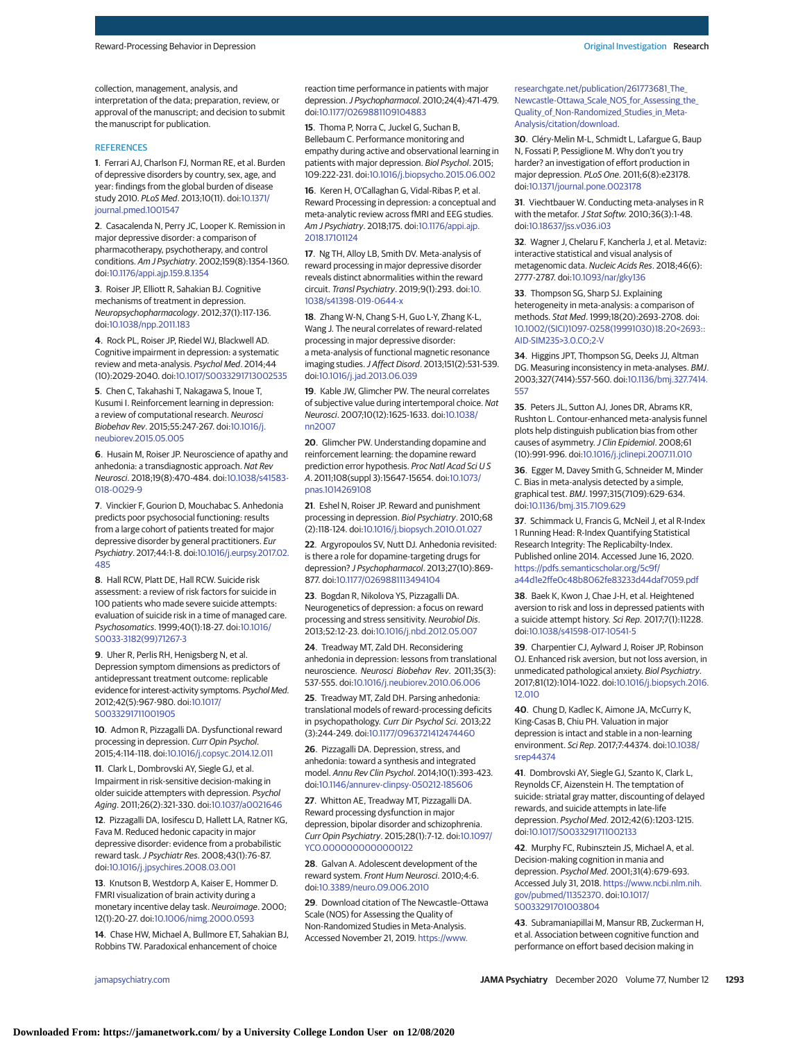collection, management, analysis, and interpretation of the data; preparation, review, or approval of the manuscript; and decision to submit the manuscript for publication.

## REFERENCES

1. Ferrari AJ, Charlson FJ, Norman RE, et al. Burden of depressive disorders by country, sex, age, and year: findings from the global burden of disease study 2010. *PLoS Med*. 2013;10(11). doi:10.1371/journal.pmed.1001547

2. Casacalenda N, Perry JC, Looper K. Remission in major depressive disorder: a comparison of pharmacotherapy, psychotherapy, and control conditions. *Am J Psychiatry*. 2002;159(8):1354-1360. doi:10.1176/appi.ajp.159.8.1354

3. Roiser JP, Elliott R, Sahakian BJ. Cognitive mechanisms of treatment in depression. *Neuropsychopharmacology*. 2012;37(1):117-136. doi:10.1038/npp.2011.183

4. Rock PL, Roiser JP, Riedel WJ, Blackwell AD. Cognitive impairment in depression: a systematic review and meta-analysis. *Psychol Med*. 2014;44(10):2029-2040. doi:10.1017/S0033291713002535

5. Chen C, Takahashi T, Nakagawa S, Inoue T, Kusumi I. Reinforcement learning in depression: a review of computational research. *Neurosci Biobehav Rev*. 2015;55:247-267. doi:10.1016/j.neubiorev.2015.05.005

6. Husain M, Roiser JP. Neuroscience of apathy and anhedonia: a transdiagnostic approach. *Nat Rev Neurosci*. 2018;19(8):470-484. doi:10.1038/s41583-018-0029-9

7. Vinckier F, Gourion D, Mouchabac S. Anhedonia predicts poor psychosocial functioning: results from a large cohort of patients treated for major depressive disorder by general practitioners. *Eur Psychiatry*. 2017;44:1-8. doi:10.1016/j.eurpsy.2017.02.485

8. Hall RCW, Platt DE, Hall RCW. Suicide risk assessment: a review of risk factors for suicide in 100 patients who made severe suicide attempts: evaluation of suicide risk in a time of managed care. *Psychosomatics*. 1999;40(1):18-27. doi:10.1016/S0033-3182(99)71267-3

9. Uher R, Perlis RH, Henigsberg N, et al. Depression symptom dimensions as predictors of antidepressant treatment outcome: replicable evidence for interest-activity symptoms. *Psychol Med*. 2012;42(5):967-980. doi:10.1017/S0033291711001905

10. Admon R, Pizzagalli DA. Dysfunctional reward processing in depression. *Curr Opin Psychol*. 2015;4:114-118. doi:10.1016/j.copsyc.2014.12.011

11. Clark L, Dombrovski AY, Siegle GJ, et al. Impairment in risk-sensitive decision-making in older suicide attempters with depression. *Psychol Aging*. 2011;26(2):321-330. doi:10.1037/a0021646

12. Pizzagalli DA, Iosifescu D, Hallett LA, Ratner KG, Fava M. Reduced hedonic capacity in major depressive disorder: evidence from a probabilistic reward task. *J Psychiatr Res*. 2008;43(1):76-87. doi:10.1016/j.jpsychires.2008.03.001

13. Knutson B, Westdorp A, Kaiser E, Hommer D. FMRI visualization of brain activity during a monetary incentive delay task. *Neuroimage*. 2000;12(1):20-27. doi:10.1006/nimg.2000.0593

14. Chase HW, Michael A, Bullmore ET, Sahakian BJ, Robbins TW. Paradoxical enhancement of choice reaction time performance in patients with major depression. *J Psychopharmacol*. 2010;24(4):471-479. doi:10.1177/0269881109104883

15. Thoma P, Norra C, Juckel G, Suchan B, Bellebaum C. Performance monitoring and empathy during active and observational learning in patients with major depression. *Biol Psychol*. 2015;109:222-231. doi:10.1016/j.biopsycho.2015.06.002

16. Keren H, O'Callaghan G, Vidal-Ribas P, et al. Reward Processing in depression: a conceptual and meta-analytic review across fMRI and EEG studies. *Am J Psychiatry*. 2018;175. doi:10.1176/appi.ajp.2018.17101124

17. Ng TH, Alloy LB, Smith DV. Meta-analysis of reward processing in major depressive disorder reveals distinct abnormalities within the reward circuit. *Transl Psychiatry*. 2019;9(1):293. doi:10.1038/s41398-019-0644-x

18. Zhang W-N, Chang S-H, Guo L-Y, Zhang K-L, Wang J. The neural correlates of reward-related processing in major depressive disorder: a meta-analysis of functional magnetic resonance imaging studies. *J Affect Disord*. 2013;151(2):531-539. doi:10.1016/j.jad.2013.06.039

19. Kable JW, Glimcher PW. The neural correlates of subjective value during intertemporal choice. *Nat Neurosci*. 2007;10(12):1625-1633. doi:10.1038/nn2007

20. Glimcher PW. Understanding dopamine and reinforcement learning: the dopamine reward prediction error hypothesis. *Proc Natl Acad Sci U S A*. 2011;108(suppl 3):15647-15654. doi:10.1073/pnas.1014269108

21. Eshel N, Roiser JP. Reward and punishment processing in depression. *Biol Psychiatry*. 2010;68(2):118-124. doi:10.1016/j.biopsych.2010.01.027

22. Argyropoulos SV, Nutt DJ. Anhedonia revisited: is there a role for dopamine-targeting drugs for depression? *J Psychopharmacol*. 2013;27(10):869-877. doi:10.1177/0269881113494104

23. Bogdan R, Nikolova YS, Pizzagalli DA. Neurogenetics of depression: a focus on reward processing and stress sensitivity. *Neurobiol Dis*. 2013;52:12-23. doi:10.1016/j.nbd.2012.05.007

24. Treadway MT, Zald DH. Reconsidering anhedonia in depression: lessons from translational neuroscience. *Neurosci Biobehav Rev*. 2011;35(3):537-555. doi:10.1016/j.neubiorev.2010.06.006

25. Treadway MT, Zald DH. Parsing anhedonia: translational models of reward-processing deficits in psychopathology. *Curr Dir Psychol Sci*. 2013;22(3):244-249. doi:10.1177/0963721412474460

26. Pizzagalli DA. Depression, stress, and anhedonia: toward a synthesis and integrated model. *Annu Rev Clin Psychol*. 2014;10(1):393-423. doi:10.1146/annurev-clinpsy-050212-185606

27. Whitton AE, Treadway MT, Pizzagalli DA. Reward processing dysfunction in major depression, bipolar disorder and schizophrenia. *Curr Opin Psychiatry*. 2015;28(1):7-12. doi:10.1097/YCO.0000000000000122

28. Galvan A. Adolescent development of the reward system. *Front Hum Neurosci*. 2010;4:6. doi:10.3389/neuro.09.006.2010

29. Download citation of The Newcastle–Ottawa Scale (NOS) for Assessing the Quality of Non-Randomized Studies in Meta-Analysis. Accessed November 21, 2019. https://www.researchgate.net/publication/261773681_The_Newcastle-Ottawa_Scale_NOS_for_Assessing_the_Quality_of_Non-Randomized_Studies_in_Meta-Analysis/citation/download.

30. Cléry-Melin M-L, Schmidt L, Lafargue G, Baup N, Fossati P, Pessiglione M. Why don't you try harder? an investigation of effort production in major depression. *PLoS One*. 2011;6(8):e23178. doi:10.1371/journal.pone.0023178

31. Viechtbauer W. Conducting meta-analyses in R with the metafor. *J Stat Softw*. 2010;36(3):1-48. doi:10.18637/jss.v036.i03

32. Wagner J, Chelaru F, Kancherla J, et al. Metaviz: interactive statistical and visual analysis of metagenomic data. *Nucleic Acids Res*. 2018;46(6):2777-2787. doi:10.1093/nar/gky136

33. Thompson SG, Sharp SJ. Explaining heterogeneity in meta-analysis: a comparison of methods. *Stat Med*. 1999;18(20):2693-2708. doi:10.1002/(SICI)1097-0258(19991030)18:20<2693::AID-SIM235>3.0.CO;2-V

34. Higgins JPT, Thompson SG, Deeks JJ, Altman DG. Measuring inconsistency in meta-analyses. *BMJ*. 2003;327(7414):557-560. doi:10.1136/bmj.327.7414.557

35. Peters JL, Sutton AJ, Jones DR, Abrams KR, Rushton L. Contour-enhanced meta-analysis funnel plots help distinguish publication bias from other causes of asymmetry. *J Clin Epidemiol*. 2008;61(10):991-996. doi:10.1016/j.jclinepi.2007.11.010

36. Egger M, Davey Smith G, Schneider M, Minder C. Bias in meta-analysis detected by a simple, graphical test. *BMJ*. 1997;315(7109):629-634. doi:10.1136/bmj.315.7109.629

37. Schimmack U, Francis G, McNeil J, et al R-Index 1 Running Head: R-Index Quantifying Statistical Research Integrity: The Replicabilty-Index. Published online 2014. Accessed June 16, 2020. https://pdfs.semanticscholar.org/5c9f/a44d1e2ffe0c48b8062fe83233d44daf7059.pdf

38. Baek K, Kwon J, Chae J-H, et al. Heightened aversion to risk and loss in depressed patients with a suicide attempt history. *Sci Rep*. 2017;7(1):11228. doi:10.1038/s41598-017-10541-5

39. Charpentier CJ, Aylward J, Roiser JP, Robinson OJ. Enhanced risk aversion, but not loss aversion, in unmedicated pathological anxiety. *Biol Psychiatry*. 2017;81(12):1014-1022. doi:10.1016/j.biopsych.2016.12.010

40. Chung D, Kadlec K, Aimone JA, McCurry K, King-Casas B, Chiu PH. Valuation in major depression is intact and stable in a non-learning environment. *Sci Rep*. 2017;7:44374. doi:10.1038/srep44374

41. Dombrovski AY, Siegle GJ, Szanto K, Clark L, Reynolds CF, Aizenstein H. The temptation of suicide: striatal gray matter, discounting of delayed rewards, and suicide attempts in late-life depression. *Psychol Med*. 2012;42(6):1203-1215. doi:10.1017/S0033291711002133

42. Murphy FC, Rubinsztein JS, Michael A, et al. Decision-making cognition in mania and depression. *Psychol Med*. 2001;31(4):679-693. Accessed July 31, 2018. https://www.ncbi.nlm.nih.gov/pubmed/11352370. doi:10.1017/S0033291701003804

43. Subramaniapillai M, Mansur RB, Zuckerman H, et al. Association between cognitive function and performance on effort based decision making in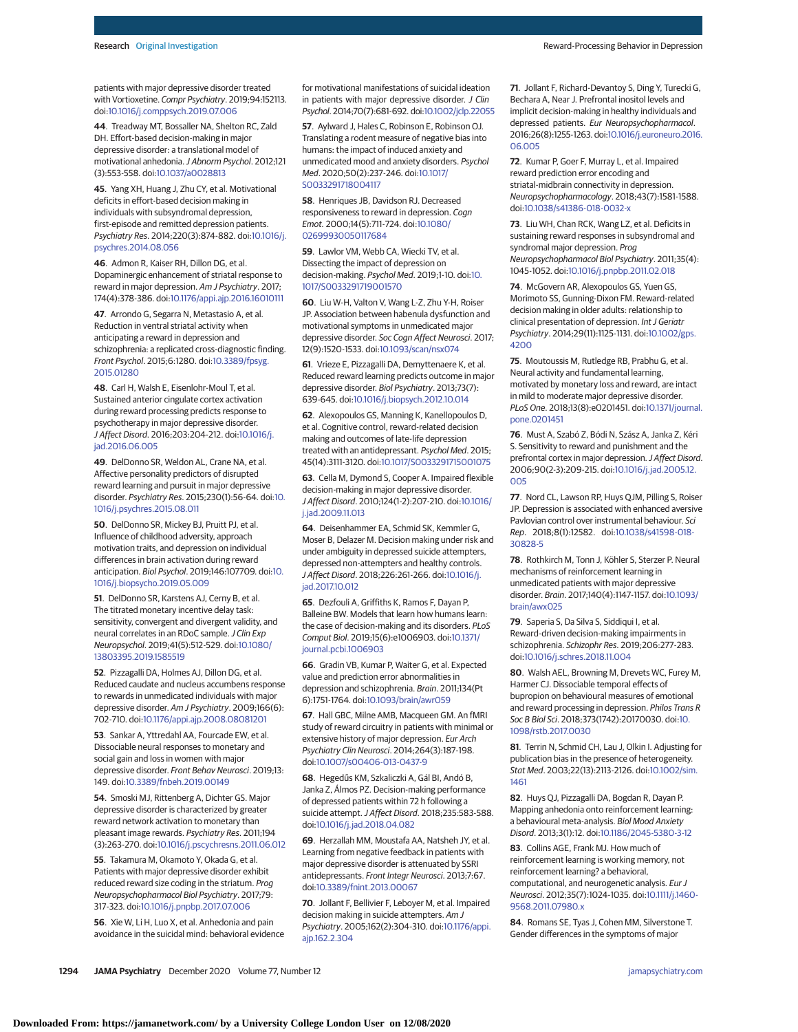patients with major depressive disorder treated with Vortioxetine. *Compr Psychiatry*. 2019;94:152113. doi:10.1016/j.comppsych.2019.07.006

44. Treadway MT, Bossaller NA, Shelton RC, Zald DH. Effort-based decision-making in major depressive disorder: a translational model of motivational anhedonia. *J Abnorm Psychol*. 2012;121(3):553-558. doi:10.1037/a0028813

45. Yang XH, Huang J, Zhu CY, et al. Motivational deficits in effort-based decision making in individuals with subsyndromal depression, first-episode and remitted depression patients. *Psychiatry Res*. 2014;220(3):874-882. doi:10.1016/j.psychres.2014.08.056

46. Admon R, Kaiser RH, Dillon DG, et al. Dopaminergic enhancement of striatal response to reward in major depression. *Am J Psychiatry*. 2017;174(4):378-386. doi:10.1176/appi.ajp.2016.16010111

47. Arrondo G, Segarra N, Metastasio A, et al. Reduction in ventral striatal activity when anticipating a reward in depression and schizophrenia: a replicated cross-diagnostic finding. *Front Psychol*. 2015;6:1280. doi:10.3389/fpsyg.2015.01280

48. Carl H, Walsh E, Eisenlohr-Moul T, et al. Sustained anterior cingulate cortex activation during reward processing predicts response to psychotherapy in major depressive disorder. *J Affect Disord*. 2016;203:204-212. doi:10.1016/j.jad.2016.06.005

49. DelDonno SR, Weldon AL, Crane NA, et al. Affective personality predictors of disrupted reward learning and pursuit in major depressive disorder. *Psychiatry Res*. 2015;230(1):56-64. doi:10.1016/j.psychres.2015.08.011

50. DelDonno SR, Mickey BJ, Pruitt PJ, et al. Influence of childhood adversity, approach motivation traits, and depression on individual differences in brain activation during reward anticipation. *Biol Psychol*. 2019;146:107709. doi:10.1016/j.biopsycho.2019.05.009

51. DelDonno SR, Karstens AJ, Cerny B, et al. The titrated monetary incentive delay task: sensitivity, convergent and divergent validity, and neural correlates in an RDoC sample. *J Clin Exp Neuropsychol*. 2019;41(5):512-529. doi:10.1080/13803395.2019.1585519

52. Pizzagalli DA, Holmes AJ, Dillon DG, et al. Reduced caudate and nucleus accumbens response to rewards in unmedicated individuals with major depressive disorder. *Am J Psychiatry*. 2009;166(6):702-710. doi:10.1176/appi.ajp.2008.08081201

53. Sankar A, Yttredahl AA, Fourcade EW, et al. Dissociable neural responses to monetary and social gain and loss in women with major depressive disorder. *Front Behav Neurosci*. 2019;13:149. doi:10.3389/fnbeh.2019.00149

54. Smoski MJ, Rittenberg A, Dichter GS. Major depressive disorder is characterized by greater reward network activation to monetary than pleasant image rewards. *Psychiatry Res*. 2011;194(3):263-270. doi:10.1016/j.pscychresns.2011.06.012

55. Takamura M, Okamoto Y, Okada G, et al. Patients with major depressive disorder exhibit reduced reward size coding in the striatum. *Prog Neuropsychopharmacol Biol Psychiatry*. 2017;79:317-323. doi:10.1016/j.pnpbp.2017.07.006

56. Xie W, Li H, Luo X, et al. Anhedonia and pain avoidance in the suicidal mind: behavioral evidence for motivational manifestations of suicidal ideation in patients with major depressive disorder. *J Clin Psychol*. 2014;70(7):681-692. doi:10.1002/jclp.22055

57. Aylward J, Hales C, Robinson E, Robinson OJ. Translating a rodent measure of negative bias into humans: the impact of induced anxiety and unmedicated mood and anxiety disorders. *Psychol Med*. 2020;50(2):237-246. doi:10.1017/S0033291718004117

58. Henriques JB, Davidson RJ. Decreased responsiveness to reward in depression. *Cogn Emot*. 2000;14(5):711-724. doi:10.1080/02699930050117684

59. Lawlor VM, Webb CA, Wiecki TV, et al. Dissecting the impact of depression on decision-making. *Psychol Med*. 2019;1-10. doi:10.1017/S0033291719001570

60. Liu W-H, Valton V, Wang L-Z, Zhu Y-H, Roiser JP. Association between habenula dysfunction and motivational symptoms in unmedicated major depressive disorder. *Soc Cogn Affect Neurosci*. 2017;12(9):1520-1533. doi:10.1093/scan/nsx074

61. Vrieze E, Pizzagalli DA, Demyttenaere K, et al. Reduced reward learning predicts outcome in major depressive disorder. *Biol Psychiatry*. 2013;73(7):639-645. doi:10.1016/j.biopsych.2012.10.014

62. Alexopoulos GS, Manning K, Kanellopoulos D, et al. Cognitive control, reward-related decision making and outcomes of late-life depression treated with an antidepressant. *Psychol Med*. 2015;45(14):3111-3120. doi:10.1017/S0033291715001075

63. Cella M, Dymond S, Cooper A. Impaired flexible decision-making in major depressive disorder. *J Affect Disord*. 2010;124(1-2):207-210. doi:10.1016/j.jad.2009.11.013

64. Deisenhammer EA, Schmid SK, Kemmler G, Moser B, Delazer M. Decision making under risk and under ambiguity in depressed suicide attempters, depressed non-attempters and healthy controls. *J Affect Disord*. 2018;226:261-266. doi:10.1016/j.jad.2017.10.012

65. Dezfouli A, Griffiths K, Ramos F, Dayan P, Balleine BW. Models that learn how humans learn: the case of decision-making and its disorders. *PLoS Comput Biol*. 2019;15(6):e1006903. doi:10.1371/journal.pcbi.1006903

66. Gradin VB, Kumar P, Waiter G, et al. Expected value and prediction error abnormalities in depression and schizophrenia. *Brain*. 2011;134(Pt 6):1751-1764. doi:10.1093/brain/awr059

67. Hall GBC, Milne AMB, Macqueen GM. An fMRI study of reward circuitry in patients with minimal or extensive history of major depression. *Eur Arch Psychiatry Clin Neurosci*. 2014;264(3):187-198. doi:10.1007/s00406-013-0437-9

68. Hegedűs KM, Szkaliczki A, Gál BI, Andó B, Janka Z, Álmos PZ. Decision-making performance of depressed patients within 72 h following a suicide attempt. *J Affect Disord*. 2018;235:583-588. doi:10.1016/j.jad.2018.04.082

69. Herzallah MM, Moustafa AA, Natsheh JY, et al. Learning from negative feedback in patients with major depressive disorder is attenuated by SSRI antidepressants. *Front Integr Neurosci*. 2013;7:67. doi:10.3389/fnint.2013.00067

70. Jollant F, Bellivier F, Leboyer M, et al. Impaired decision making in suicide attempters. *Am J Psychiatry*. 2005;162(2):304-310. doi:10.1176/appi.ajp.162.2.304

71. Jollant F, Richard-Devantoy S, Ding Y, Turecki G, Bechara A, Near J. Prefrontal inositol levels and implicit decision-making in healthy individuals and depressed patients. *Eur Neuropsychopharmacol*. 2016;26(8):1255-1263. doi:10.1016/j.euroneuro.2016.06.005

72. Kumar P, Goer F, Murray L, et al. Impaired reward prediction error encoding and striatal-midbrain connectivity in depression. *Neuropsychopharmacology*. 2018;43(7):1581-1588. doi:10.1038/s41386-018-0032-x

73. Liu WH, Chan RCK, Wang LZ, et al. Deficits in sustaining reward responses in subsyndromal and syndromal major depression. *Prog Neuropsychopharmacol Biol Psychiatry*. 2011;35(4):1045-1052. doi:10.1016/j.pnpbp.2011.02.018

74. McGovern AR, Alexopoulos GS, Yuen GS, Morimoto SS, Gunning-Dixon FM. Reward-related decision making in older adults: relationship to clinical presentation of depression. *Int J Geriatr Psychiatry*. 2014;29(11):1125-1131. doi:10.1002/gps.4200

75. Moutoussis M, Rutledge RB, Prabhu G, et al. Neural activity and fundamental learning, motivated by monetary loss and reward, are intact in mild to moderate major depressive disorder. *PLoS One*. 2018;13(8):e0201451. doi:10.1371/journal.pone.0201451

76. Must A, Szabó Z, Bódi N, Szász A, Janka Z, Kéri S. Sensitivity to reward and punishment and the prefrontal cortex in major depression. *J Affect Disord*. 2006;90(2-3):209-215. doi:10.1016/j.jad.2005.12.005

77. Nord CL, Lawson RP, Huys QJM, Pilling S, Roiser JP. Depression is associated with enhanced aversive Pavlovian control over instrumental behaviour. *Sci Rep*. 2018;8(1):12582. doi:10.1038/s41598-018-30828-5

78. Rothkirch M, Tonn J, Köhler S, Sterzer P. Neural mechanisms of reinforcement learning in unmedicated patients with major depressive disorder. *Brain*. 2017;140(4):1147-1157. doi:10.1093/brain/awx025

79. Saperia S, Da Silva S, Siddiqui I, et al. Reward-driven decision-making impairments in schizophrenia. *Schizophr Res*. 2019;206:277-283. doi:10.1016/j.schres.2018.11.004

80. Walsh AEL, Browning M, Drevets WC, Furey M, Harmer CJ. Dissociable temporal effects of bupropion on behavioural measures of emotional and reward processing in depression. *Philos Trans R Soc B Biol Sci*. 2018;373(1742):20170030. doi:10.1098/rstb.2017.0030

81. Terrin N, Schmid CH, Lau J, Olkin I. Adjusting for publication bias in the presence of heterogeneity. *Stat Med*. 2003;22(13):2113-2126. doi:10.1002/sim.1461

82. Huys QJ, Pizzagalli DA, Bogdan R, Dayan P. Mapping anhedonia onto reinforcement learning: a behavioural meta-analysis. *Biol Mood Anxiety Disord*. 2013;3(1):12. doi:10.1186/2045-5380-3-12

83. Collins AGE, Frank MJ. How much of reinforcement learning is working memory, not reinforcement learning? a behavioral, computational, and neurogenetic analysis. *Eur J Neurosci*. 2012;35(7):1024-1035. doi:10.1111/j.1460-9568.2011.07980.x

84. Romans SE, Tyas J, Cohen MM, Silverstone T. Gender differences in the symptoms of major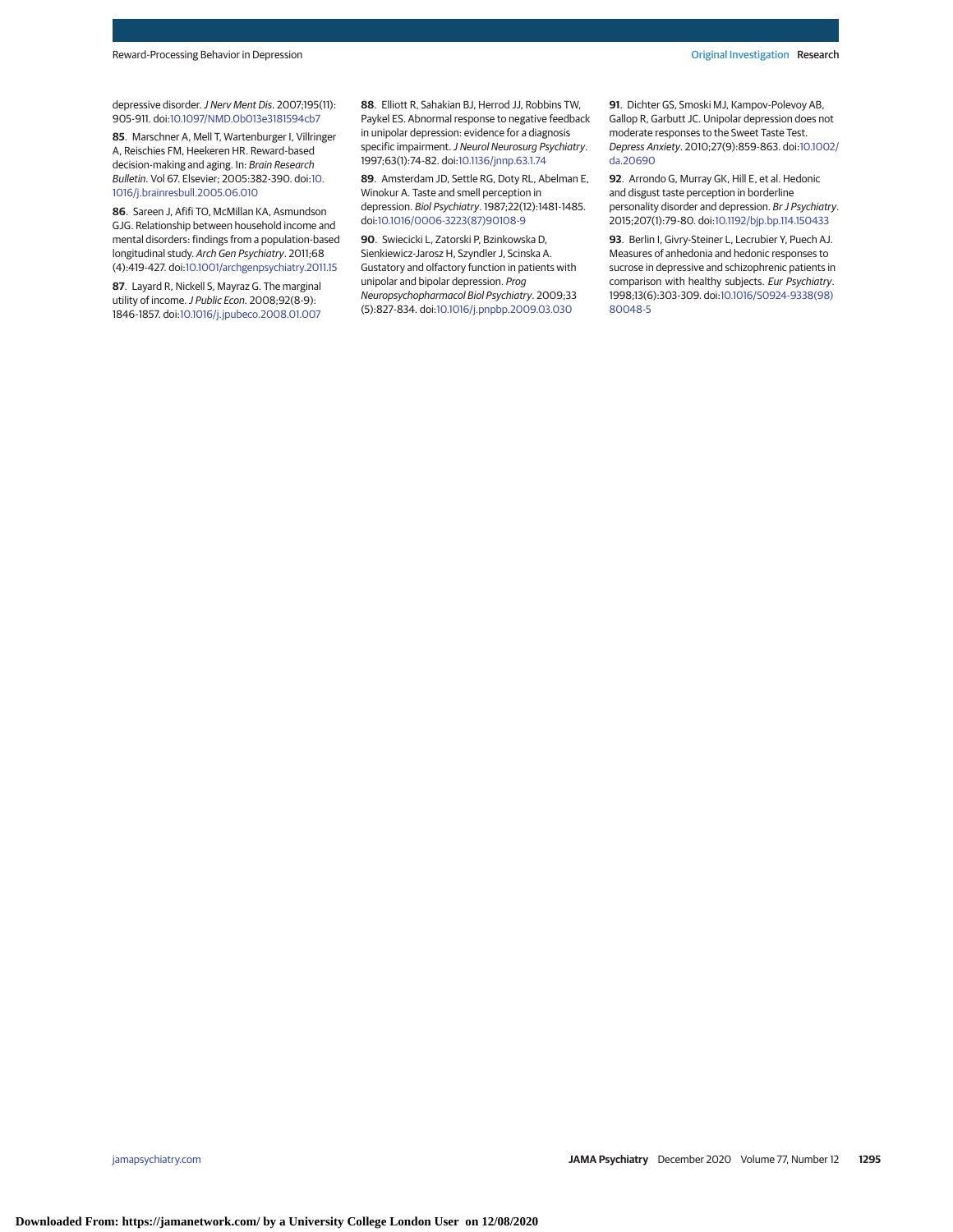depressive disorder. *J Nerv Ment Dis*. 2007;195(11):905-911. doi:10.1097/NMD.0b013e3181594cb7

**85**. Marschner A, Mell T, Wartenburger I, Villringer A, Reischies FM, Heekeren HR. Reward-based decision-making and aging. In: *Brain Research Bulletin*. Vol 67. Elsevier; 2005:382-390. doi:10.1016/j.brainresbull.2005.06.010

**86**. Sareen J, Afifi TO, McMillan KA, Asmundson GJG. Relationship between household income and mental disorders: findings from a population-based longitudinal study. *Arch Gen Psychiatry*. 2011;68(4):419-427. doi:10.1001/archgenpsychiatry.2011.15

**87**. Layard R, Nickell S, Mayraz G. The marginal utility of income. *J Public Econ*. 2008;92(8-9):1846-1857. doi:10.1016/j.jpubeco.2008.01.007

**88**. Elliott R, Sahakian BJ, Herrod JJ, Robbins TW, Paykel ES. Abnormal response to negative feedback in unipolar depression: evidence for a diagnosis specific impairment. *J Neurol Neurosurg Psychiatry*. 1997;63(1):74-82. doi:10.1136/jnnp.63.1.74

**89**. Amsterdam JD, Settle RG, Doty RL, Abelman E, Winokur A. Taste and smell perception in depression. *Biol Psychiatry*. 1987;22(12):1481-1485. doi:10.1016/0006-3223(87)90108-9

**90**. Swiecicki L, Zatorski P, Bzinkowska D, Sienkiewicz-Jarosz H, Szyndler J, Scinska A. Gustatory and olfactory function in patients with unipolar and bipolar depression. *Prog Neuropsychopharmacol Biol Psychiatry*. 2009;33(5):827-834. doi:10.1016/j.pnpbp.2009.03.030

**91**. Dichter GS, Smoski MJ, Kampov-Polevoy AB, Gallop R, Garbutt JC. Unipolar depression does not moderate responses to the Sweet Taste Test. *Depress Anxiety*. 2010;27(9):859-863. doi:10.1002/da.20690

**92**. Arrondo G, Murray GK, Hill E, et al. Hedonic and disgust taste perception in borderline personality disorder and depression. *Br J Psychiatry*. 2015;207(1):79-80. doi:10.1192/bjp.bp.114.150433

**93**. Berlin I, Givry-Steiner L, Lecrubier Y, Puech AJ. Measures of anhedonia and hedonic responses to sucrose in depressive and schizophrenic patients in comparison with healthy subjects. *Eur Psychiatry*. 1998;13(6):303-309. doi:10.1016/S0924-9338(98)80048-5